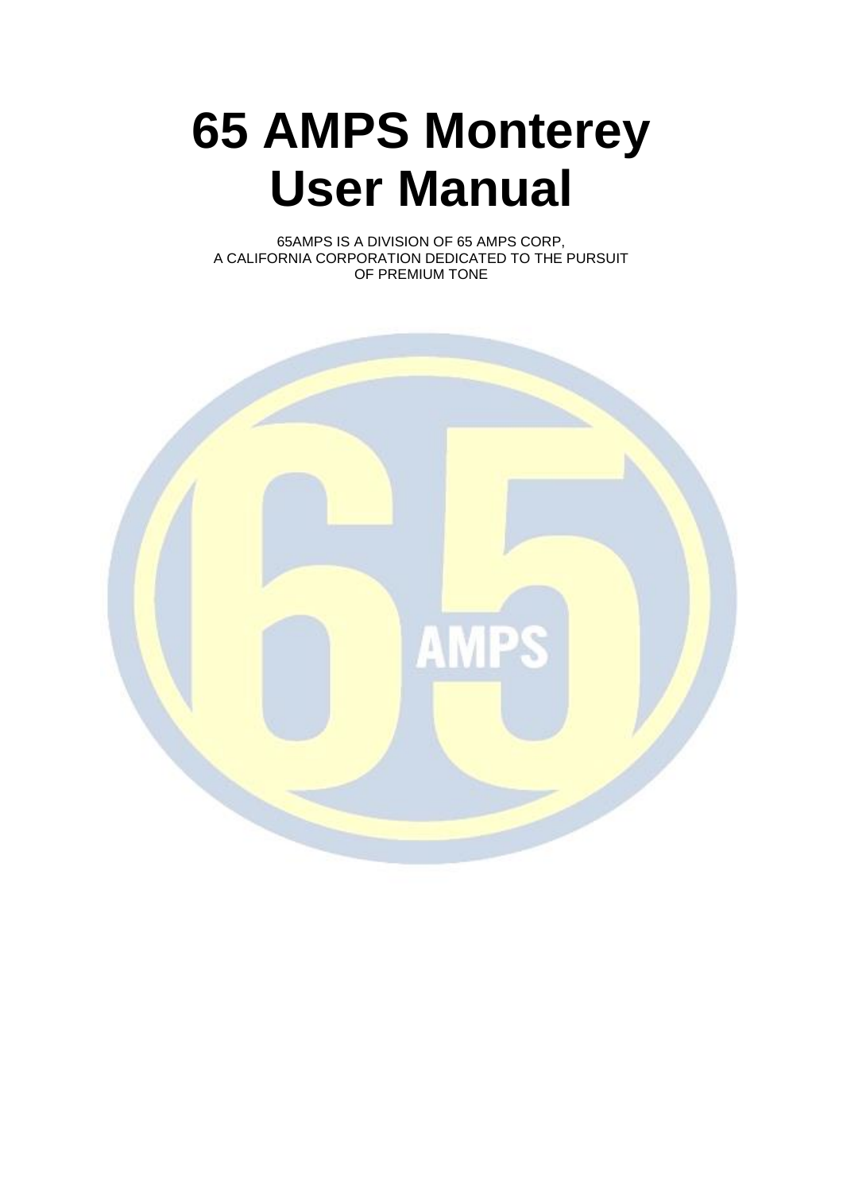# 65 AMPS Monterey User Manual

65AMPS IS A DIVISION OF 65 AMPS CORP,
A CALIFORNIA CORPORATION DEDICATED TO THE PURSUIT OF PREMIUM TONE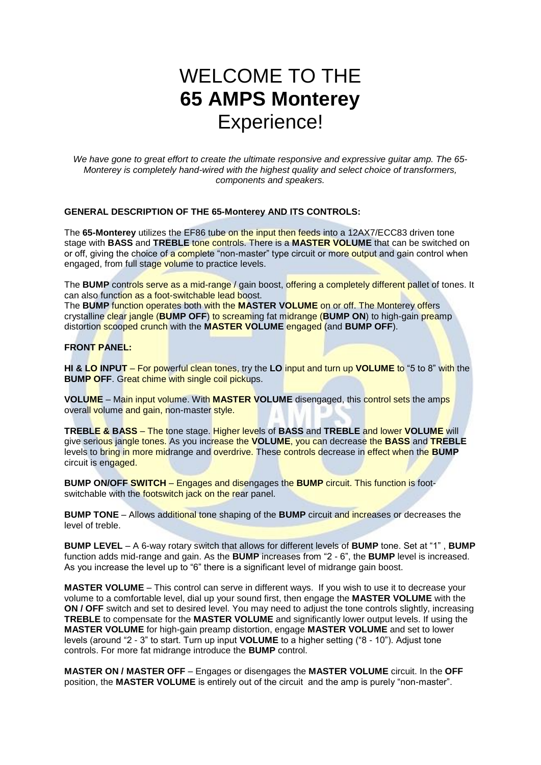# WELCOME TO THE **65 AMPS Monterey** Experience!

*We have gone to great effort to create the ultimate responsive and expressive guitar amp. The 65-Monterey is completely hand-wired with the highest quality and select choice of transformers, components and speakers.*

**GENERAL DESCRIPTION OF THE 65-Monterey AND ITS CONTROLS:**

The **65-Monterey** utilizes the EF86 tube on the input then feeds into a 12AX7/ECC83 driven tone stage with **BASS** and **TREBLE** tone controls. There is a **MASTER VOLUME** that can be switched on or off, giving the choice of a complete "non-master" type circuit or more output and gain control when engaged, from full stage volume to practice levels.

The **BUMP** controls serve as a mid-range / gain boost, offering a completely different pallet of tones. It can also function as a foot-switchable lead boost.
The **BUMP** function operates both with the **MASTER VOLUME** on or off. The Monterey offers crystalline clear jangle (**BUMP OFF**) to screaming fat midrange (**BUMP ON**) to high-gain preamp distortion scooped crunch with the **MASTER VOLUME** engaged (and **BUMP OFF**).

**FRONT PANEL:**

**HI & LO INPUT** – For powerful clean tones, try the **LO** input and turn up **VOLUME** to "5 to 8" with the **BUMP OFF**. Great chime with single coil pickups.

**VOLUME** – Main input volume. With **MASTER VOLUME** disengaged, this control sets the amps overall volume and gain, non-master style.

**TREBLE & BASS** – The tone stage. Higher levels of **BASS** and **TREBLE** and lower **VOLUME** will give serious jangle tones. As you increase the **VOLUME**, you can decrease the **BASS** and **TREBLE** levels to bring in more midrange and overdrive. These controls decrease in effect when the **BUMP** circuit is engaged.

**BUMP ON/OFF SWITCH** – Engages and disengages the **BUMP** circuit. This function is foot-switchable with the footswitch jack on the rear panel.

**BUMP TONE** – Allows additional tone shaping of the **BUMP** circuit and increases or decreases the level of treble.

**BUMP LEVEL** – A 6-way rotary switch that allows for different levels of **BUMP** tone. Set at "1" , **BUMP** function adds mid-range and gain. As the **BUMP** increases from "2 - 6", the **BUMP** level is increased. As you increase the level up to "6" there is a significant level of midrange gain boost.

**MASTER VOLUME** – This control can serve in different ways. If you wish to use it to decrease your volume to a comfortable level, dial up your sound first, then engage the **MASTER VOLUME** with the **ON / OFF** switch and set to desired level. You may need to adjust the tone controls slightly, increasing **TREBLE** to compensate for the **MASTER VOLUME** and significantly lower output levels. If using the **MASTER VOLUME** for high-gain preamp distortion, engage **MASTER VOLUME** and set to lower levels (around "2 - 3" to start. Turn up input **VOLUME** to a higher setting ("8 - 10"). Adjust tone controls. For more fat midrange introduce the **BUMP** control.

**MASTER ON / MASTER OFF** – Engages or disengages the **MASTER VOLUME** circuit. In the **OFF** position, the **MASTER VOLUME** is entirely out of the circuit and the amp is purely "non-master".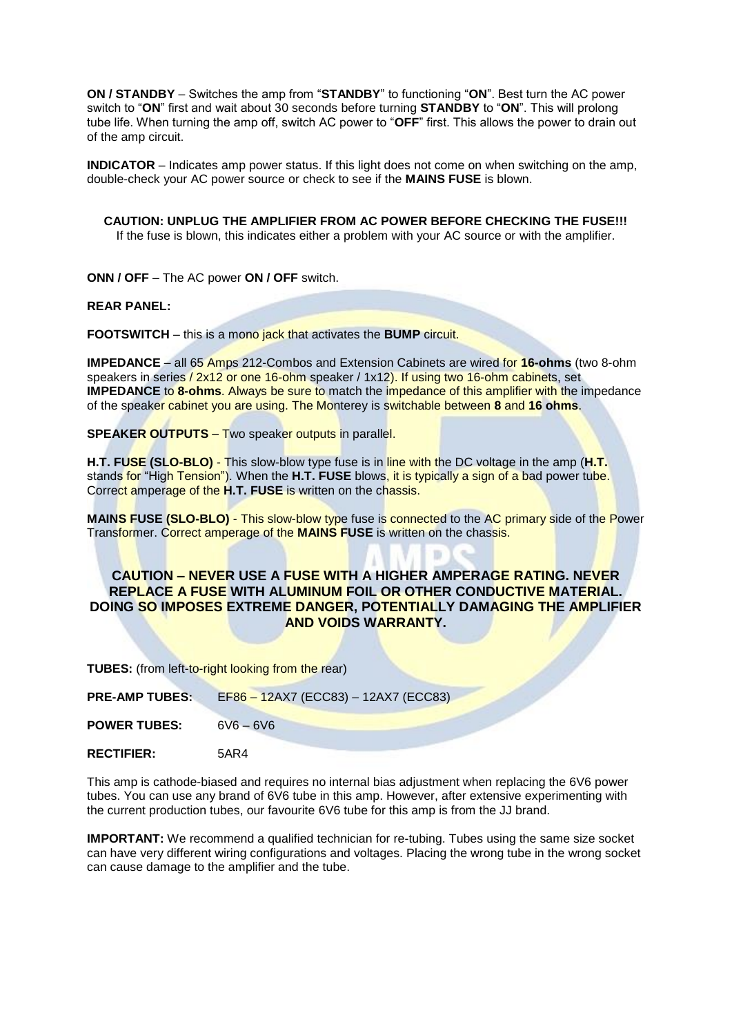**ON / STANDBY** – Switches the amp from "**STANDBY**" to functioning "**ON**". Best turn the AC power switch to "**ON**" first and wait about 30 seconds before turning **STANDBY** to "**ON**". This will prolong tube life. When turning the amp off, switch AC power to "**OFF**" first. This allows the power to drain out of the amp circuit.

**INDICATOR** – Indicates amp power status. If this light does not come on when switching on the amp, double-check your AC power source or check to see if the **MAINS FUSE** is blown.

**CAUTION: UNPLUG THE AMPLIFIER FROM AC POWER BEFORE CHECKING THE FUSE!!!**
If the fuse is blown, this indicates either a problem with your AC source or with the amplifier.

**ONN / OFF** – The AC power **ON / OFF** switch.

**REAR PANEL:**

**FOOTSWITCH** – this is a mono jack that activates the **BUMP** circuit.

**IMPEDANCE** – all 65 Amps 212-Combos and Extension Cabinets are wired for **16-ohms** (two 8-ohm speakers in series / 2x12 or one 16-ohm speaker / 1x12). If using two 16-ohm cabinets, set **IMPEDANCE** to **8-ohms**. Always be sure to match the impedance of this amplifier with the impedance of the speaker cabinet you are using. The Monterey is switchable between **8** and **16 ohms**.

**SPEAKER OUTPUTS** – Two speaker outputs in parallel.

**H.T. FUSE (SLO-BLO)** - This slow-blow type fuse is in line with the DC voltage in the amp (**H.T.** stands for "High Tension"). When the **H.T. FUSE** blows, it is typically a sign of a bad power tube. Correct amperage of the **H.T. FUSE** is written on the chassis.

**MAINS FUSE (SLO-BLO)** - This slow-blow type fuse is connected to the AC primary side of the Power Transformer. Correct amperage of the **MAINS FUSE** is written on the chassis.

**CAUTION – NEVER USE A FUSE WITH A HIGHER AMPERAGE RATING. NEVER REPLACE A FUSE WITH ALUMINUM FOIL OR OTHER CONDUCTIVE MATERIAL. DOING SO IMPOSES EXTREME DANGER, POTENTIALLY DAMAGING THE AMPLIFIER AND VOIDS WARRANTY.**

**TUBES:** (from left-to-right looking from the rear)

**PRE-AMP TUBES:** EF86 – 12AX7 (ECC83) – 12AX7 (ECC83)

**POWER TUBES:** 6V6 – 6V6

**RECTIFIER:** 5AR4

This amp is cathode-biased and requires no internal bias adjustment when replacing the 6V6 power tubes. You can use any brand of 6V6 tube in this amp. However, after extensive experimenting with the current production tubes, our favourite 6V6 tube for this amp is from the JJ brand.

**IMPORTANT:** We recommend a qualified technician for re-tubing. Tubes using the same size socket can have very different wiring configurations and voltages. Placing the wrong tube in the wrong socket can cause damage to the amplifier and the tube.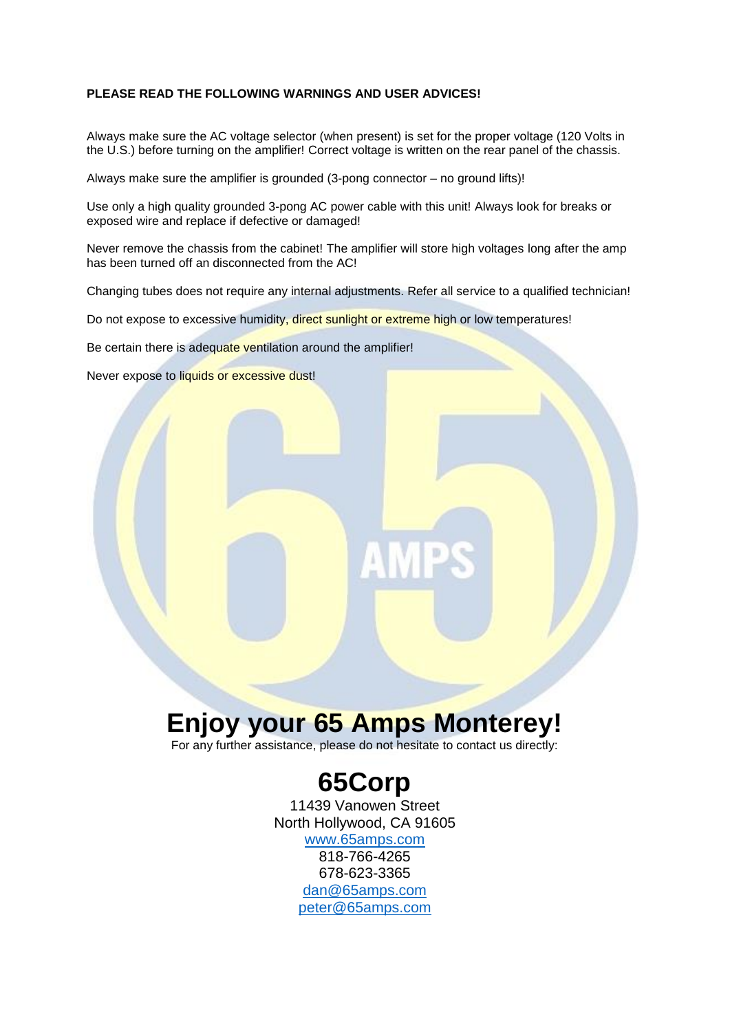**PLEASE READ THE FOLLOWING WARNINGS AND USER ADVICES!**

Always make sure the AC voltage selector (when present) is set for the proper voltage (120 Volts in the U.S.) before turning on the amplifier! Correct voltage is written on the rear panel of the chassis.

Always make sure the amplifier is grounded (3-pong connector – no ground lifts)!

Use only a high quality grounded 3-pong AC power cable with this unit! Always look for breaks or exposed wire and replace if defective or damaged!

Never remove the chassis from the cabinet! The amplifier will store high voltages long after the amp has been turned off an disconnected from the AC!

Changing tubes does not require any internal adjustments. Refer all service to a qualified technician!

Do not expose to excessive humidity, direct sunlight or extreme high or low temperatures!

Be certain there is adequate ventilation around the amplifier!

Never expose to liquids or excessive dust!

# Enjoy your 65 Amps Monterey!

For any further assistance, please do not hesitate to contact us directly:

## 65Corp

11439 Vanowen Street
North Hollywood, CA 91605
www.65amps.com
818-766-4265
678-623-3365
dan@65amps.com
peter@65amps.com